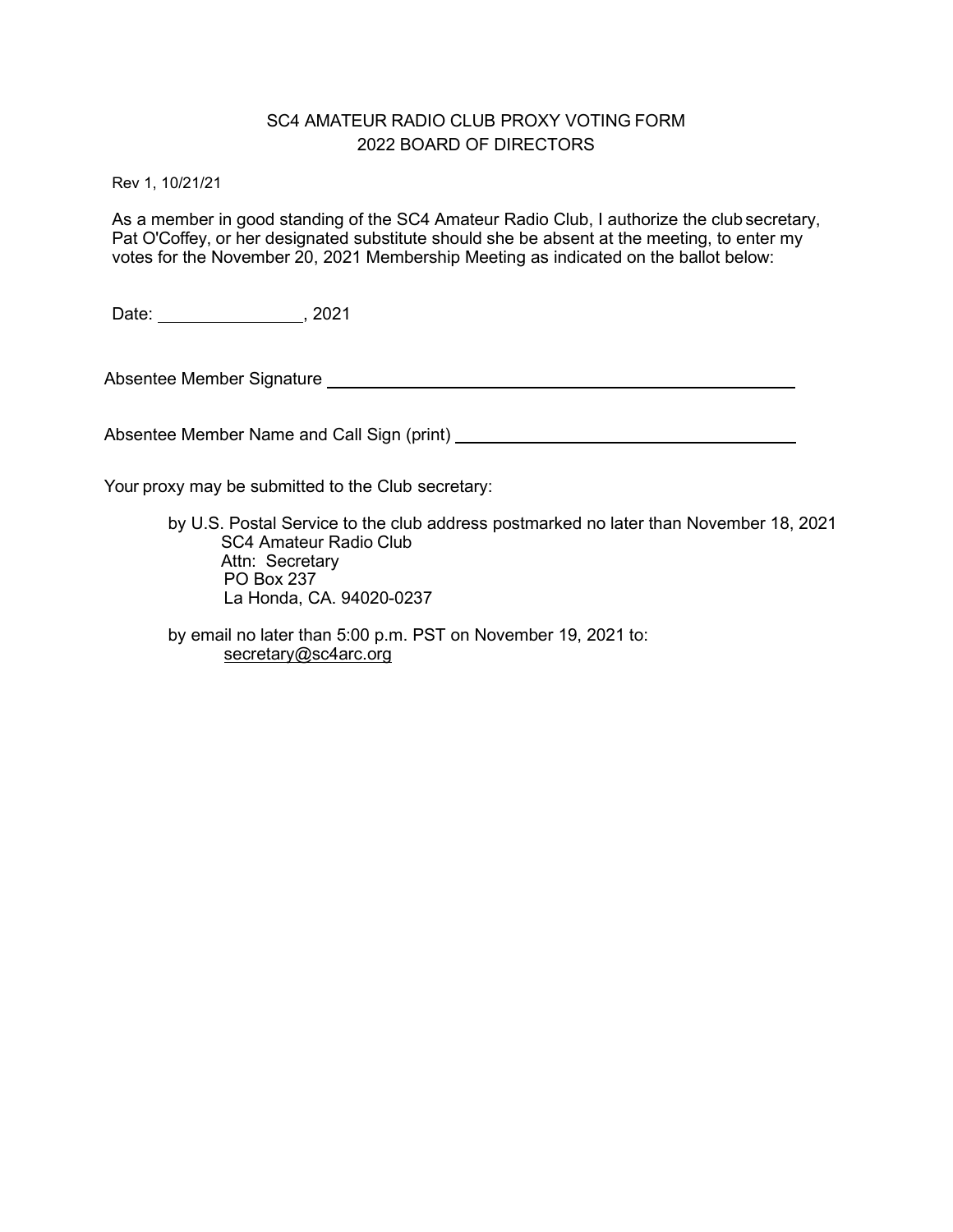# SC4 AMATEUR RADIO CLUB PROXY VOTING FORM
## 2022 BOARD OF DIRECTORS

Rev 1, 10/21/21

As a member in good standing of the SC4 Amateur Radio Club, I authorize the club secretary, Pat O'Coffey, or her designated substitute should she be absent at the meeting, to enter my votes for the November 20, 2021 Membership Meeting as indicated on the ballot below:

Date: ________________, 2021

Absentee Member Signature ____________________________________________________________

Absentee Member Name and Call Sign (print) ___________________________________________

Your proxy may be submitted to the Club secretary:

by U.S. Postal Service to the club address postmarked no later than November 18, 2021
SC4 Amateur Radio Club
Attn: Secretary
PO Box 237
La Honda, CA. 94020-0237

by email no later than 5:00 p.m. PST on November 19, 2021 to:
secretary@sc4arc.org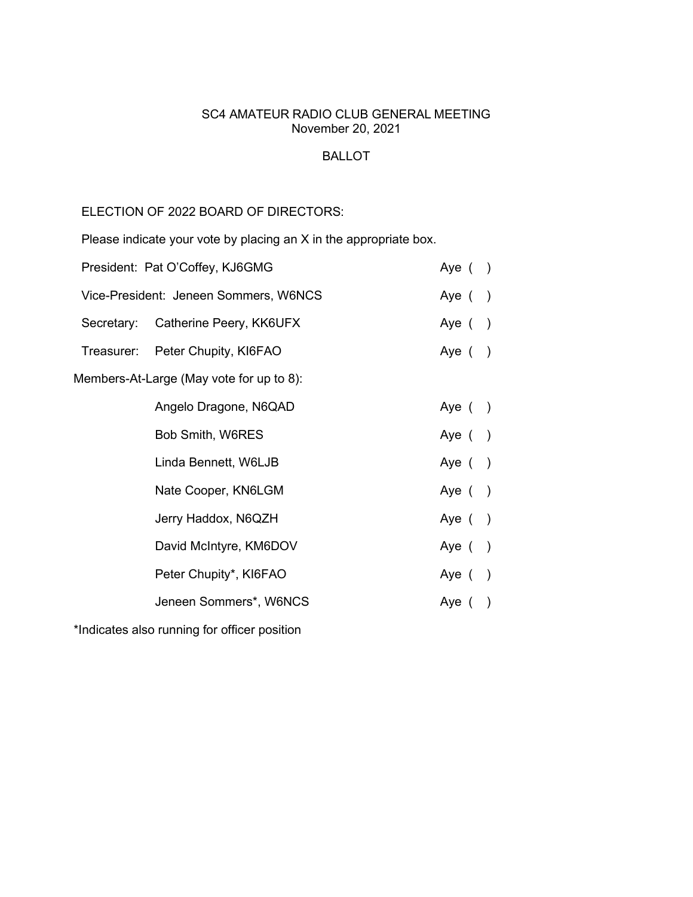SC4 AMATEUR RADIO CLUB GENERAL MEETING
November 20, 2021

BALLOT

ELECTION OF 2022 BOARD OF DIRECTORS:

Please indicate your vote by placing an X in the appropriate box.

| | |
|---|---|
| President: Pat O'Coffey, KJ6GMG | Aye ( ) |
| Vice-President: Jeneen Sommers, W6NCS | Aye ( ) |
| Secretary: Catherine Peery, KK6UFX | Aye ( ) |
| Treasurer: Peter Chupity, KI6FAO | Aye ( ) |

Members-At-Large (May vote for up to 8):

| | |
|---|---|
| Angelo Dragone, N6QAD | Aye ( ) |
| Bob Smith, W6RES | Aye ( ) |
| Linda Bennett, W6LJB | Aye ( ) |
| Nate Cooper, KN6LGM | Aye ( ) |
| Jerry Haddox, N6QZH | Aye ( ) |
| David McIntyre, KM6DOV | Aye ( ) |
| Peter Chupity*, KI6FAO | Aye ( ) |
| Jeneen Sommers*, W6NCS | Aye ( ) |

*Indicates also running for officer position